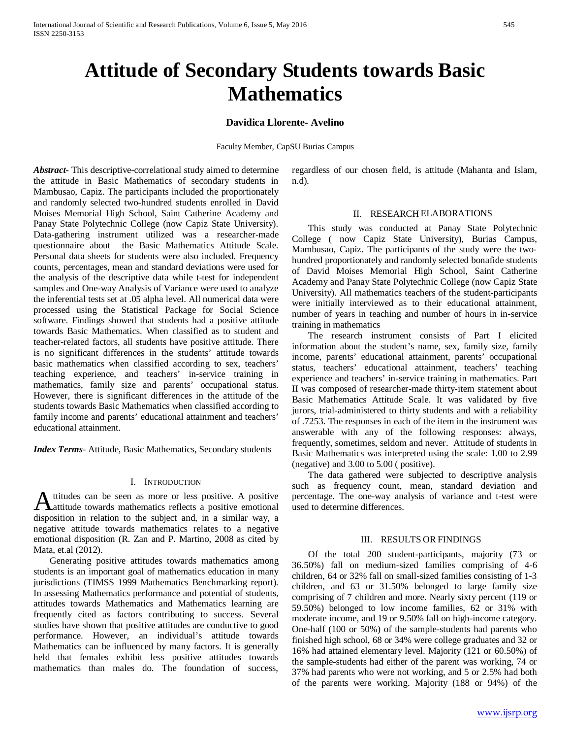# Attitude of Secondary Students towards Basic Mathematics

**Davidica Llorente- Avelino**

Faculty Member, CapSU Burias Campus

***Abstract-*** This descriptive-correlational study aimed to determine the attitude in Basic Mathematics of secondary students in Mambusao, Capiz. The participants included the proportionately and randomly selected two-hundred students enrolled in David Moises Memorial High School, Saint Catherine Academy and Panay State Polytechnic College (now Capiz State University). Data-gathering instrument utilized was a researcher-made questionnaire about the Basic Mathematics Attitude Scale. Personal data sheets for students were also included. Frequency counts, percentages, mean and standard deviations were used for the analysis of the descriptive data while t-test for independent samples and One-way Analysis of Variance were used to analyze the inferential tests set at .05 alpha level. All numerical data were processed using the Statistical Package for Social Science software. Findings showed that students had a positive attitude towards Basic Mathematics. When classified as to student and teacher-related factors, all students have positive attitude. There is no significant differences in the students' attitude towards basic mathematics when classified according to sex, teachers' teaching experience, and teachers' in-service training in mathematics, family size and parents' occupational status. However, there is significant differences in the attitude of the students towards Basic Mathematics when classified according to family income and parents' educational attainment and teachers' educational attainment.

***Index Terms*-** Attitude, Basic Mathematics, Secondary students

## I. Introduction

Attitudes can be seen as more or less positive. A positive attitude towards mathematics reflects a positive emotional disposition in relation to the subject and, in a similar way, a negative attitude towards mathematics relates to a negative emotional disposition (R. Zan and P. Martino, 2008 as cited by Mata, et.al (2012).

Generating positive attitudes towards mathematics among students is an important goal of mathematics education in many jurisdictions (TIMSS 1999 Mathematics Benchmarking report). In assessing Mathematics performance and potential of students, attitudes towards Mathematics and Mathematics learning are frequently cited as factors contributing to success. Several studies have shown that positive **a**ttitudes are conductive to good performance. However, an individual's attitude towards Mathematics can be influenced by many factors. It is generally held that females exhibit less positive attitudes towards mathematics than males do. The foundation of success, regardless of our chosen field, is attitude (Mahanta and Islam, n.d).

## II. Research Elaborations

This study was conducted at Panay State Polytechnic College ( now Capiz State University), Burias Campus, Mambusao, Capiz. The participants of the study were the two-hundred proportionately and randomly selected bonafide students of David Moises Memorial High School, Saint Catherine Academy and Panay State Polytechnic College (now Capiz State University). All mathematics teachers of the student-participants were initially interviewed as to their educational attainment, number of years in teaching and number of hours in in-service training in mathematics

The research instrument consists of Part I elicited information about the student's name, sex, family size, family income, parents' educational attainment, parents' occupational status, teachers' educational attainment, teachers' teaching experience and teachers' in-service training in mathematics. Part II was composed of researcher-made thirty-item statement about Basic Mathematics Attitude Scale. It was validated by five jurors, trial-administered to thirty students and with a reliability of .7253. The responses in each of the item in the instrument was answerable with any of the following responses: always, frequently, sometimes, seldom and never. Attitude of students in Basic Mathematics was interpreted using the scale: 1.00 to 2.99 (negative) and 3.00 to 5.00 ( positive).

The data gathered were subjected to descriptive analysis such as frequency count, mean, standard deviation and percentage. The one-way analysis of variance and t-test were used to determine differences.

## III. Results or Findings

Of the total 200 student-participants, majority (73 or 36.50%) fall on medium-sized families comprising of 4-6 children, 64 or 32% fall on small-sized families consisting of 1-3 children, and 63 or 31.50% belonged to large family size comprising of 7 children and more. Nearly sixty percent (119 or 59.50%) belonged to low income families, 62 or 31% with moderate income, and 19 or 9.50% fall on high-income category. One-half (100 or 50%) of the sample-students had parents who finished high school, 68 or 34% were college graduates and 32 or 16% had attained elementary level. Majority (121 or 60.50%) of the sample-students had either of the parent was working, 74 or 37% had parents who were not working, and 5 or 2.5% had both of the parents were working. Majority (188 or 94%) of the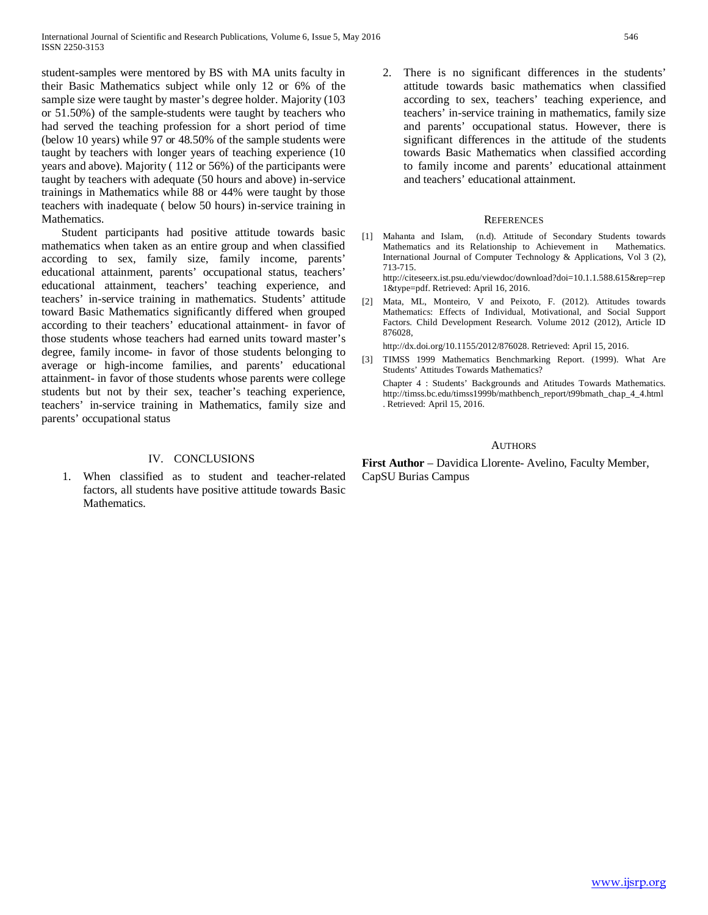student-samples were mentored by BS with MA units faculty in their Basic Mathematics subject while only 12 or 6% of the sample size were taught by master's degree holder. Majority (103 or 51.50%) of the sample-students were taught by teachers who had served the teaching profession for a short period of time (below 10 years) while 97 or 48.50% of the sample students were taught by teachers with longer years of teaching experience (10 years and above). Majority ( 112 or 56%) of the participants were taught by teachers with adequate (50 hours and above) in-service trainings in Mathematics while 88 or 44% were taught by those teachers with inadequate ( below 50 hours) in-service training in Mathematics.

Student participants had positive attitude towards basic mathematics when taken as an entire group and when classified according to sex, family size, family income, parents' educational attainment, parents' occupational status, teachers' educational attainment, teachers' teaching experience, and teachers' in-service training in mathematics. Students' attitude toward Basic Mathematics significantly differed when grouped according to their teachers' educational attainment- in favor of those students whose teachers had earned units toward master's degree, family income- in favor of those students belonging to average or high-income families, and parents' educational attainment- in favor of those students whose parents were college students but not by their sex, teacher's teaching experience, teachers' in-service training in Mathematics, family size and parents' occupational status

## IV. CONCLUSIONS

1. When classified as to student and teacher-related factors, all students have positive attitude towards Basic Mathematics.
2. There is no significant differences in the students' attitude towards basic mathematics when classified according to sex, teachers' teaching experience, and teachers' in-service training in mathematics, family size and parents' occupational status. However, there is significant differences in the attitude of the students towards Basic Mathematics when classified according to family income and parents' educational attainment and teachers' educational attainment.

## REFERENCES

[1] Mahanta and Islam, (n.d). Attitude of Secondary Students towards Mathematics and its Relationship to Achievement in Mathematics. International Journal of Computer Technology & Applications, Vol 3 (2), 713-715. http://citeseerx.ist.psu.edu/viewdoc/download?doi=10.1.1.588.615&rep=rep1&type=pdf. Retrieved: April 16, 2016.

[2] Mata, ML, Monteiro, V and Peixoto, F. (2012). Attitudes towards Mathematics: Effects of Individual, Motivational, and Social Support Factors. Child Development Research. Volume 2012 (2012), Article ID 876028,

http://dx.doi.org/10.1155/2012/876028. Retrieved: April 15, 2016.

[3] TIMSS 1999 Mathematics Benchmarking Report. (1999). What Are Students' Attitudes Towards Mathematics?

Chapter 4 : Students' Backgrounds and Atitudes Towards Mathematics. http://timss.bc.edu/timss1999b/mathbench_report/t99bmath_chap_4_4.html . Retrieved: April 15, 2016.

## AUTHORS

**First Author** – Davidica Llorente- Avelino, Faculty Member, CapSU Burias Campus